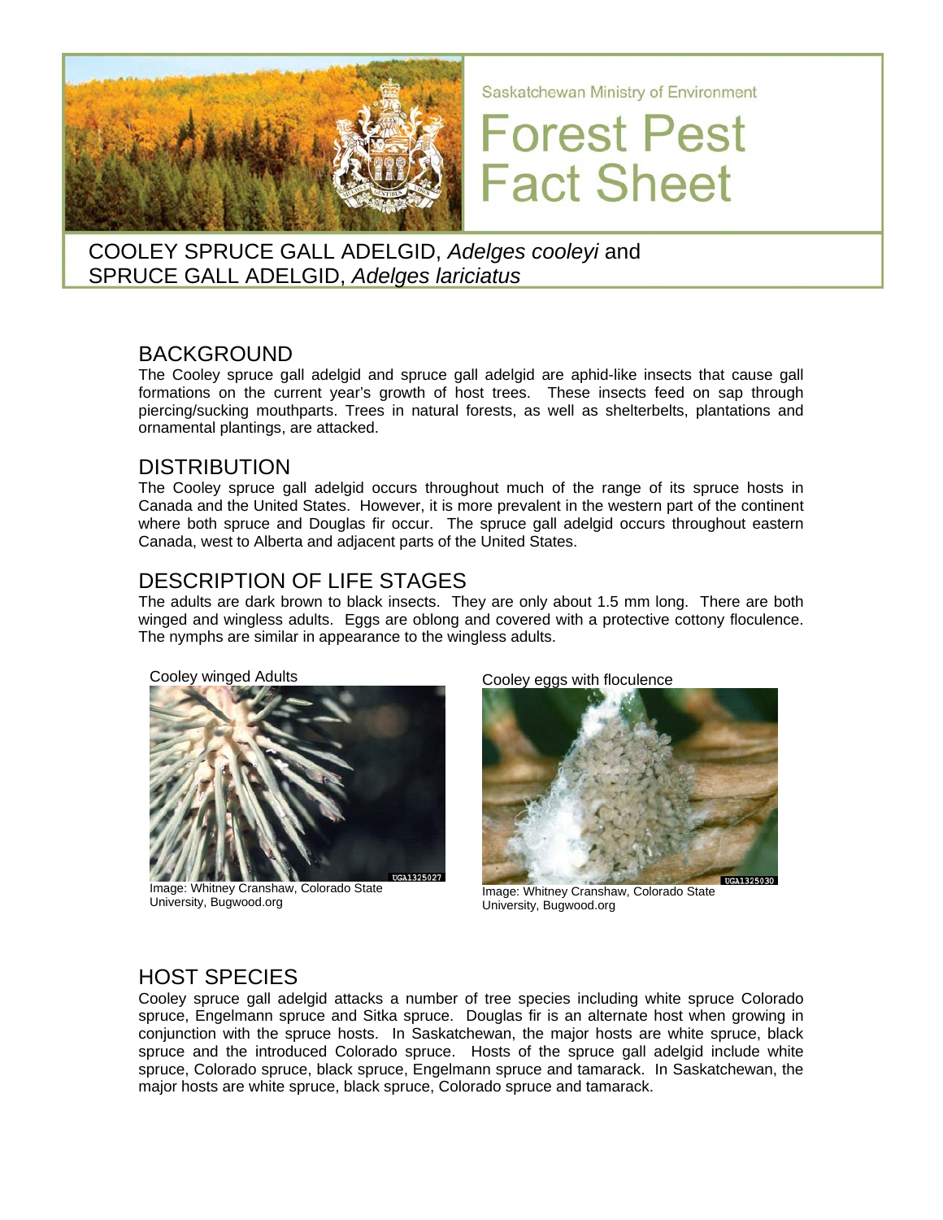Saskatchewan Ministry of Environment

# Forest Pest Fact Sheet

## COOLEY SPRUCE GALL ADELGID, *Adelges cooleyi* and SPRUCE GALL ADELGID, *Adelges lariciatus*

## BACKGROUND

The Cooley spruce gall adelgid and spruce gall adelgid are aphid-like insects that cause gall formations on the current year's growth of host trees. These insects feed on sap through piercing/sucking mouthparts. Trees in natural forests, as well as shelterbelts, plantations and ornamental plantings, are attacked.

## DISTRIBUTION

The Cooley spruce gall adelgid occurs throughout much of the range of its spruce hosts in Canada and the United States. However, it is more prevalent in the western part of the continent where both spruce and Douglas fir occur. The spruce gall adelgid occurs throughout eastern Canada, west to Alberta and adjacent parts of the United States.

## DESCRIPTION OF LIFE STAGES

The adults are dark brown to black insects. They are only about 1.5 mm long. There are both winged and wingless adults. Eggs are oblong and covered with a protective cottony floculence. The nymphs are similar in appearance to the wingless adults.

Cooley winged Adults

Image: Whitney Cranshaw, Colorado State University, Bugwood.org

Cooley eggs with floculence

Image: Whitney Cranshaw, Colorado State University, Bugwood.org

## HOST SPECIES

Cooley spruce gall adelgid attacks a number of tree species including white spruce Colorado spruce, Engelmann spruce and Sitka spruce. Douglas fir is an alternate host when growing in conjunction with the spruce hosts. In Saskatchewan, the major hosts are white spruce, black spruce and the introduced Colorado spruce. Hosts of the spruce gall adelgid include white spruce, Colorado spruce, black spruce, Engelmann spruce and tamarack. In Saskatchewan, the major hosts are white spruce, black spruce, Colorado spruce and tamarack.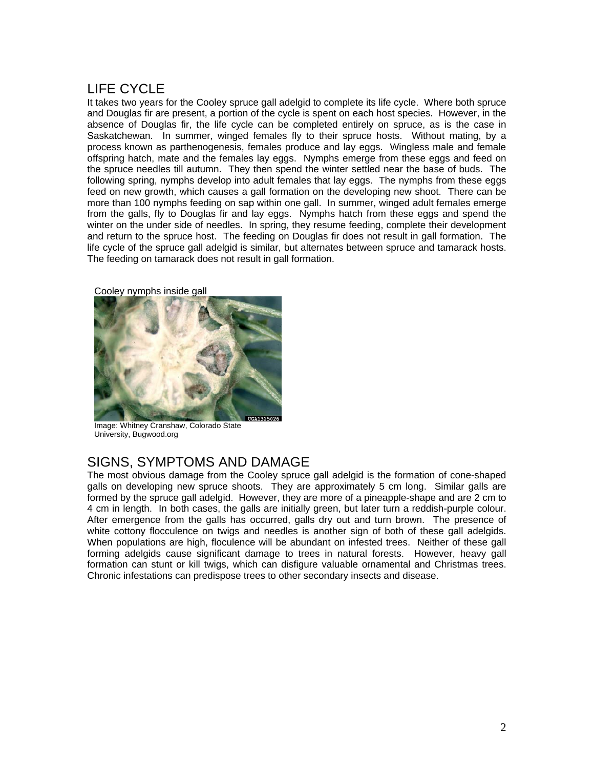## LIFE CYCLE

It takes two years for the Cooley spruce gall adelgid to complete its life cycle. Where both spruce and Douglas fir are present, a portion of the cycle is spent on each host species. However, in the absence of Douglas fir, the life cycle can be completed entirely on spruce, as is the case in Saskatchewan. In summer, winged females fly to their spruce hosts. Without mating, by a process known as parthenogenesis, females produce and lay eggs. Wingless male and female offspring hatch, mate and the females lay eggs. Nymphs emerge from these eggs and feed on the spruce needles till autumn. They then spend the winter settled near the base of buds. The following spring, nymphs develop into adult females that lay eggs. The nymphs from these eggs feed on new growth, which causes a gall formation on the developing new shoot. There can be more than 100 nymphs feeding on sap within one gall. In summer, winged adult females emerge from the galls, fly to Douglas fir and lay eggs. Nymphs hatch from these eggs and spend the winter on the under side of needles. In spring, they resume feeding, complete their development and return to the spruce host. The feeding on Douglas fir does not result in gall formation. The life cycle of the spruce gall adelgid is similar, but alternates between spruce and tamarack hosts. The feeding on tamarack does not result in gall formation.

Cooley nymphs inside gall

Image: Whitney Cranshaw, Colorado State University, Bugwood.org

## SIGNS, SYMPTOMS AND DAMAGE

The most obvious damage from the Cooley spruce gall adelgid is the formation of cone-shaped galls on developing new spruce shoots. They are approximately 5 cm long. Similar galls are formed by the spruce gall adelgid. However, they are more of a pineapple-shape and are 2 cm to 4 cm in length. In both cases, the galls are initially green, but later turn a reddish-purple colour. After emergence from the galls has occurred, galls dry out and turn brown. The presence of white cottony flocculence on twigs and needles is another sign of both of these gall adelgids. When populations are high, floculence will be abundant on infested trees. Neither of these gall forming adelgids cause significant damage to trees in natural forests. However, heavy gall formation can stunt or kill twigs, which can disfigure valuable ornamental and Christmas trees. Chronic infestations can predispose trees to other secondary insects and disease.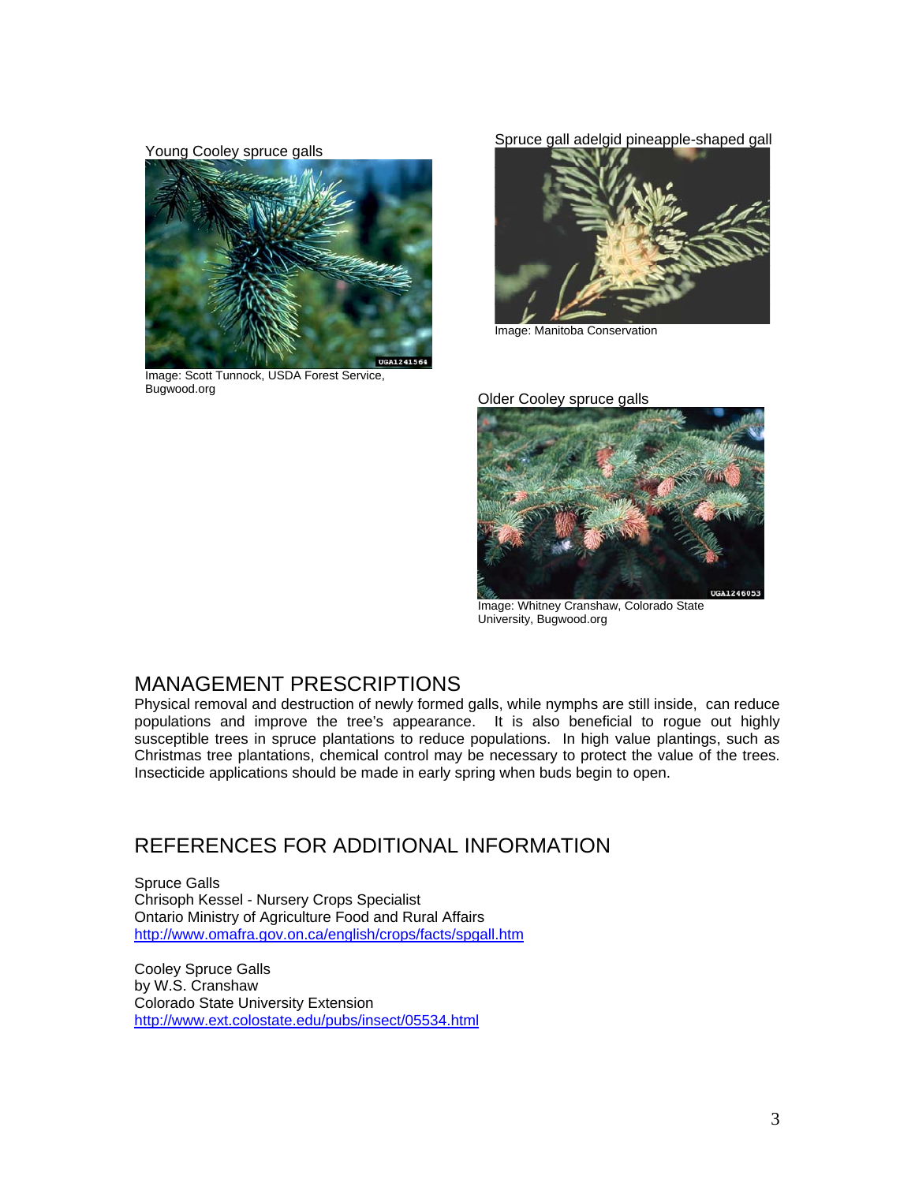Young Cooley spruce galls

Image: Scott Tunnock, USDA Forest Service, Bugwood.org

Spruce gall adelgid pineapple-shaped gall

Image: Manitoba Conservation

Older Cooley spruce galls

Image: Whitney Cranshaw, Colorado State University, Bugwood.org

## MANAGEMENT PRESCRIPTIONS

Physical removal and destruction of newly formed galls, while nymphs are still inside, can reduce populations and improve the tree's appearance. It is also beneficial to rogue out highly susceptible trees in spruce plantations to reduce populations. In high value plantings, such as Christmas tree plantations, chemical control may be necessary to protect the value of the trees. Insecticide applications should be made in early spring when buds begin to open.

## REFERENCES FOR ADDITIONAL INFORMATION

Spruce Galls
Chrisoph Kessel - Nursery Crops Specialist
Ontario Ministry of Agriculture Food and Rural Affairs
http://www.omafra.gov.on.ca/english/crops/facts/spgall.htm

Cooley Spruce Galls
by W.S. Cranshaw
Colorado State University Extension
http://www.ext.colostate.edu/pubs/insect/05534.html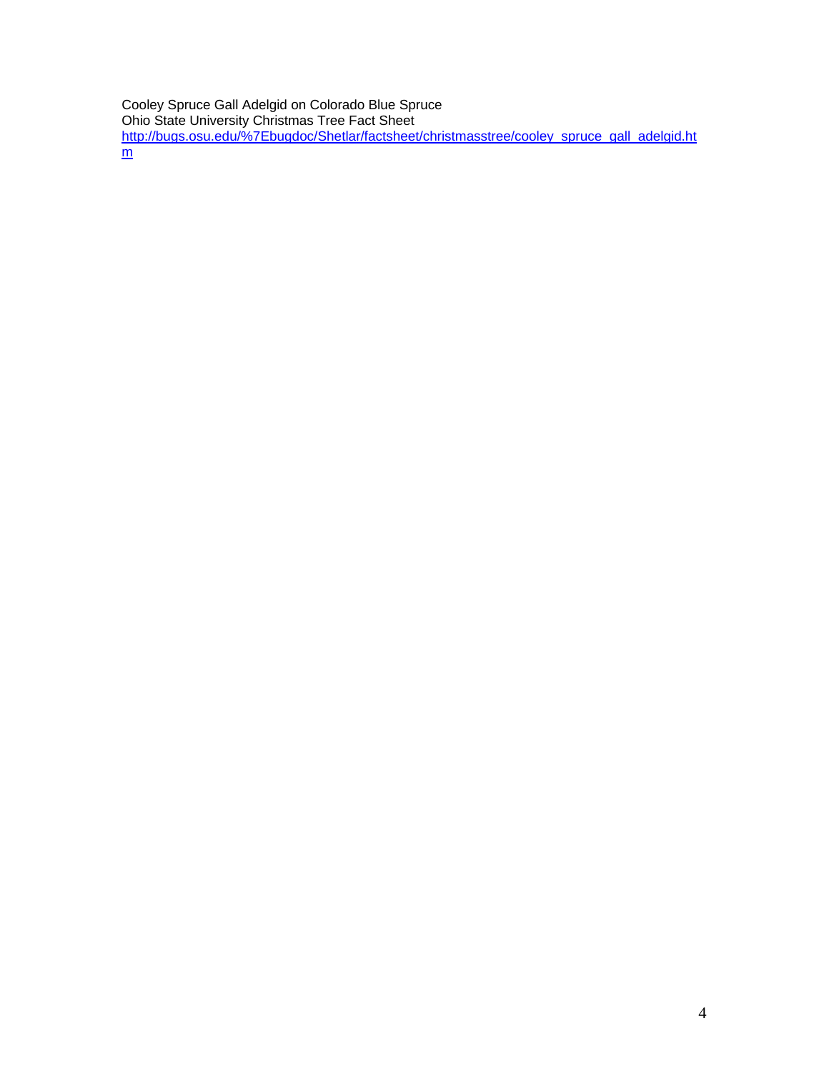Cooley Spruce Gall Adelgid on Colorado Blue Spruce
Ohio State University Christmas Tree Fact Sheet
http://bugs.osu.edu/%7Ebugdoc/Shetlar/factsheet/christmasstree/cooley_spruce_gall_adelgid.htm